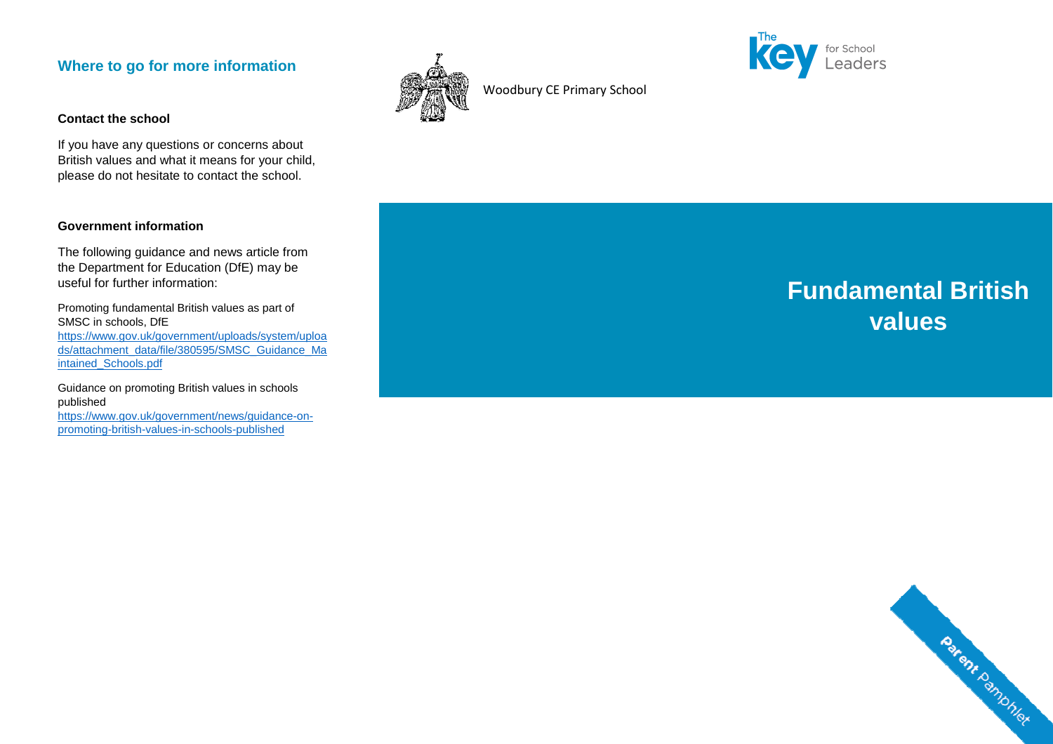## Where to go for more information

**Contact the school**

If you have any questions or concerns about British values and what it means for your child, please do not hesitate to contact the school.

**Government information**

The following guidance and news article from the Department for Education (DfE) may be useful for further information:

Promoting fundamental British values as part of SMSC in schools, DfE
https://www.gov.uk/government/uploads/system/uploads/attachment_data/file/380595/SMSC_Guidance_Maintained_Schools.pdf

Guidance on promoting British values in schools published
https://www.gov.uk/government/news/guidance-on-promoting-british-values-in-schools-published

Woodbury CE Primary School

The Key for School Leaders

# Fundamental British values

Parent Pamphlet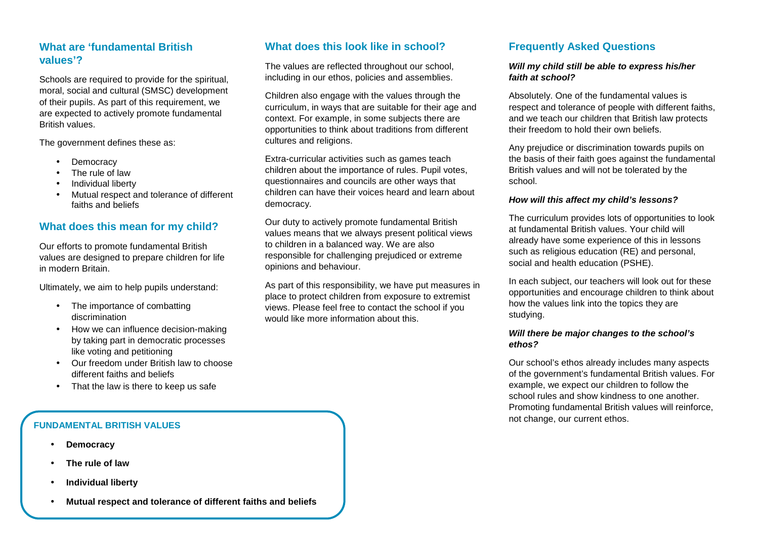## What are 'fundamental British values'?

Schools are required to provide for the spiritual, moral, social and cultural (SMSC) development of their pupils. As part of this requirement, we are expected to actively promote fundamental British values.

The government defines these as:

- Democracy
- The rule of law
- Individual liberty
- Mutual respect and tolerance of different faiths and beliefs

## What does this mean for my child?

Our efforts to promote fundamental British values are designed to prepare children for life in modern Britain.

Ultimately, we aim to help pupils understand:

- The importance of combatting discrimination
- How we can influence decision-making by taking part in democratic processes like voting and petitioning
- Our freedom under British law to choose different faiths and beliefs
- That the law is there to keep us safe

**FUNDAMENTAL BRITISH VALUES**

- **Democracy**
- **The rule of law**
- **Individual liberty**
- **Mutual respect and tolerance of different faiths and beliefs**

## What does this look like in school?

The values are reflected throughout our school, including in our ethos, policies and assemblies.

Children also engage with the values through the curriculum, in ways that are suitable for their age and context. For example, in some subjects there are opportunities to think about traditions from different cultures and religions.

Extra-curricular activities such as games teach children about the importance of rules. Pupil votes, questionnaires and councils are other ways that children can have their voices heard and learn about democracy.

Our duty to actively promote fundamental British values means that we always present political views to children in a balanced way. We are also responsible for challenging prejudiced or extreme opinions and behaviour.

As part of this responsibility, we have put measures in place to protect children from exposure to extremist views. Please feel free to contact the school if you would like more information about this.

## Frequently Asked Questions

***Will my child still be able to express his/her faith at school?***

Absolutely. One of the fundamental values is respect and tolerance of people with different faiths, and we teach our children that British law protects their freedom to hold their own beliefs.

Any prejudice or discrimination towards pupils on the basis of their faith goes against the fundamental British values and will not be tolerated by the school.

***How will this affect my child's lessons?***

The curriculum provides lots of opportunities to look at fundamental British values. Your child will already have some experience of this in lessons such as religious education (RE) and personal, social and health education (PSHE).

In each subject, our teachers will look out for these opportunities and encourage children to think about how the values link into the topics they are studying.

***Will there be major changes to the school's ethos?***

Our school's ethos already includes many aspects of the government's fundamental British values. For example, we expect our children to follow the school rules and show kindness to one another. Promoting fundamental British values will reinforce, not change, our current ethos.